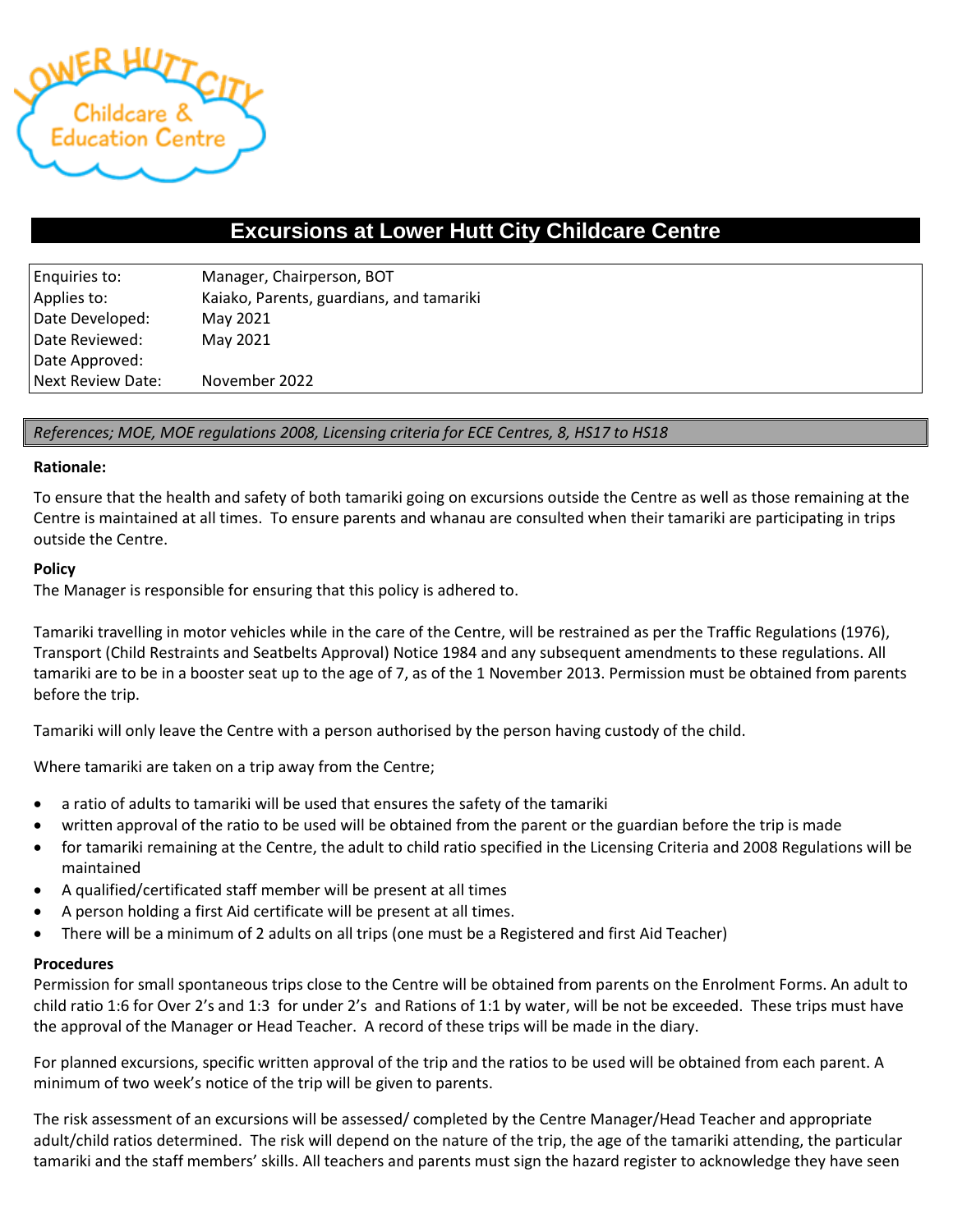# Excursions at Lower Hutt City Childcare Centre

| | |
|---|---|
| Enquiries to: | Manager, Chairperson, BOT |
| Applies to: | Kaiako, Parents, guardians, and tamariki |
| Date Developed: | May 2021 |
| Date Reviewed: | May 2021 |
| Date Approved: | |
| Next Review Date: | November 2022 |

*References; MOE, MOE regulations 2008, Licensing criteria for ECE Centres, 8, HS17 to HS18*

**Rationale:**

To ensure that the health and safety of both tamariki going on excursions outside the Centre as well as those remaining at the Centre is maintained at all times. To ensure parents and whanau are consulted when their tamariki are participating in trips outside the Centre.

**Policy**

The Manager is responsible for ensuring that this policy is adhered to.

Tamariki travelling in motor vehicles while in the care of the Centre, will be restrained as per the Traffic Regulations (1976), Transport (Child Restraints and Seatbelts Approval) Notice 1984 and any subsequent amendments to these regulations. All tamariki are to be in a booster seat up to the age of 7, as of the 1 November 2013. Permission must be obtained from parents before the trip.

Tamariki will only leave the Centre with a person authorised by the person having custody of the child.

Where tamariki are taken on a trip away from the Centre;

- a ratio of adults to tamariki will be used that ensures the safety of the tamariki
- written approval of the ratio to be used will be obtained from the parent or the guardian before the trip is made
- for tamariki remaining at the Centre, the adult to child ratio specified in the Licensing Criteria and 2008 Regulations will be maintained
- A qualified/certificated staff member will be present at all times
- A person holding a first Aid certificate will be present at all times.
- There will be a minimum of 2 adults on all trips (one must be a Registered and first Aid Teacher)

**Procedures**

Permission for small spontaneous trips close to the Centre will be obtained from parents on the Enrolment Forms. An adult to child ratio 1:6 for Over 2's and 1:3 for under 2's and Rations of 1:1 by water, will be not be exceeded. These trips must have the approval of the Manager or Head Teacher. A record of these trips will be made in the diary.

For planned excursions, specific written approval of the trip and the ratios to be used will be obtained from each parent. A minimum of two week's notice of the trip will be given to parents.

The risk assessment of an excursions will be assessed/ completed by the Centre Manager/Head Teacher and appropriate adult/child ratios determined. The risk will depend on the nature of the trip, the age of the tamariki attending, the particular tamariki and the staff members' skills. All teachers and parents must sign the hazard register to acknowledge they have seen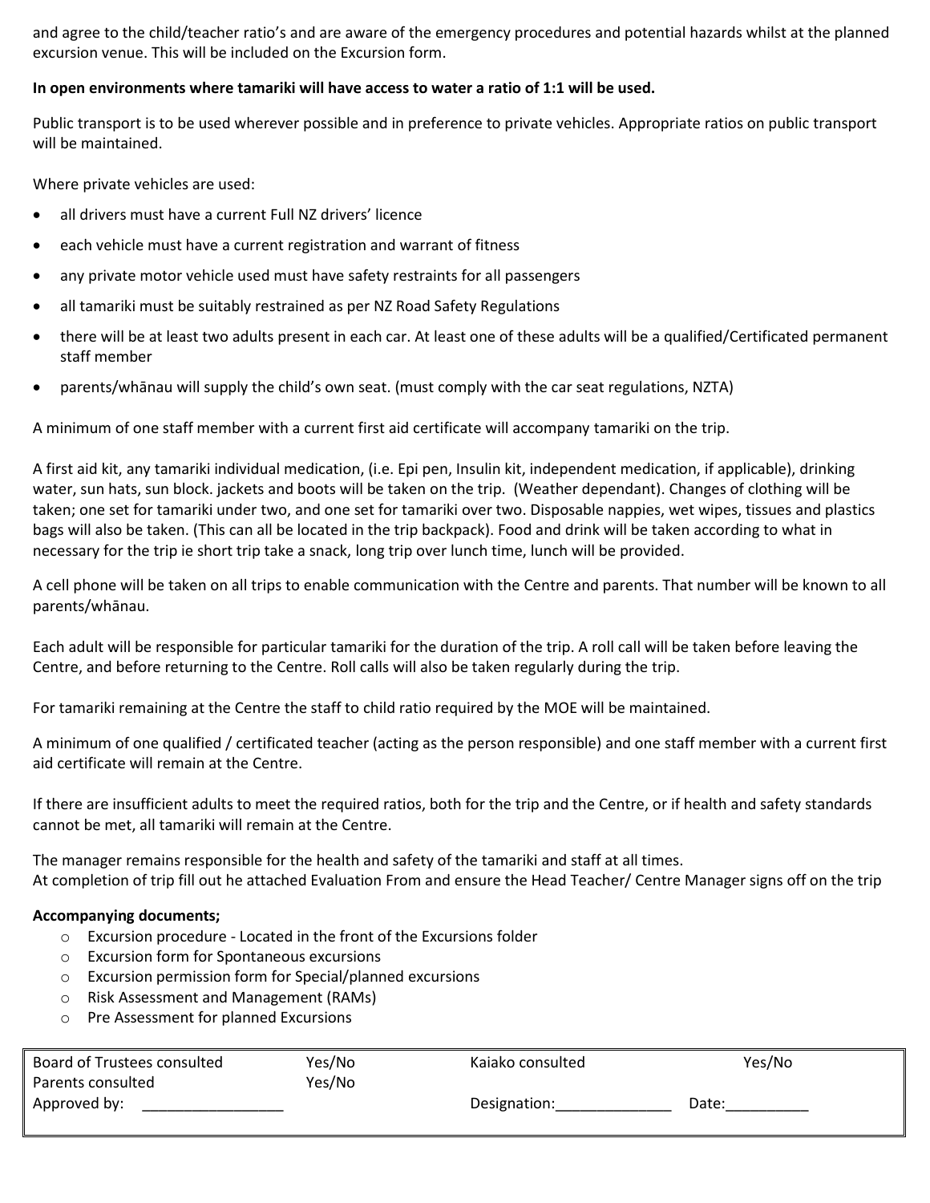and agree to the child/teacher ratio's and are aware of the emergency procedures and potential hazards whilst at the planned excursion venue. This will be included on the Excursion form.

**In open environments where tamariki will have access to water a ratio of 1:1 will be used.**

Public transport is to be used wherever possible and in preference to private vehicles. Appropriate ratios on public transport will be maintained.

Where private vehicles are used:

- all drivers must have a current Full NZ drivers' licence
- each vehicle must have a current registration and warrant of fitness
- any private motor vehicle used must have safety restraints for all passengers
- all tamariki must be suitably restrained as per NZ Road Safety Regulations
- there will be at least two adults present in each car. At least one of these adults will be a qualified/Certificated permanent staff member
- parents/whānau will supply the child's own seat. (must comply with the car seat regulations, NZTA)

A minimum of one staff member with a current first aid certificate will accompany tamariki on the trip.

A first aid kit, any tamariki individual medication, (i.e. Epi pen, Insulin kit, independent medication, if applicable), drinking water, sun hats, sun block. jackets and boots will be taken on the trip. (Weather dependant). Changes of clothing will be taken; one set for tamariki under two, and one set for tamariki over two. Disposable nappies, wet wipes, tissues and plastics bags will also be taken. (This can all be located in the trip backpack). Food and drink will be taken according to what in necessary for the trip ie short trip take a snack, long trip over lunch time, lunch will be provided.

A cell phone will be taken on all trips to enable communication with the Centre and parents. That number will be known to all parents/whānau.

Each adult will be responsible for particular tamariki for the duration of the trip. A roll call will be taken before leaving the Centre, and before returning to the Centre. Roll calls will also be taken regularly during the trip.

For tamariki remaining at the Centre the staff to child ratio required by the MOE will be maintained.

A minimum of one qualified / certificated teacher (acting as the person responsible) and one staff member with a current first aid certificate will remain at the Centre.

If there are insufficient adults to meet the required ratios, both for the trip and the Centre, or if health and safety standards cannot be met, all tamariki will remain at the Centre.

The manager remains responsible for the health and safety of the tamariki and staff at all times.
At completion of trip fill out he attached Evaluation From and ensure the Head Teacher/ Centre Manager signs off on the trip

**Accompanying documents;**

- Excursion procedure - Located in the front of the Excursions folder
- Excursion form for Spontaneous excursions
- Excursion permission form for Special/planned excursions
- Risk Assessment and Management (RAMs)
- Pre Assessment for planned Excursions

| | | | | |
|---|---|---|---|---|
| Board of Trustees consulted | Yes/No | Kaiako consulted | | Yes/No |
| Parents consulted | Yes/No | | | |
| Approved by: _________________ | | Designation:______________ | Date:__________ | |